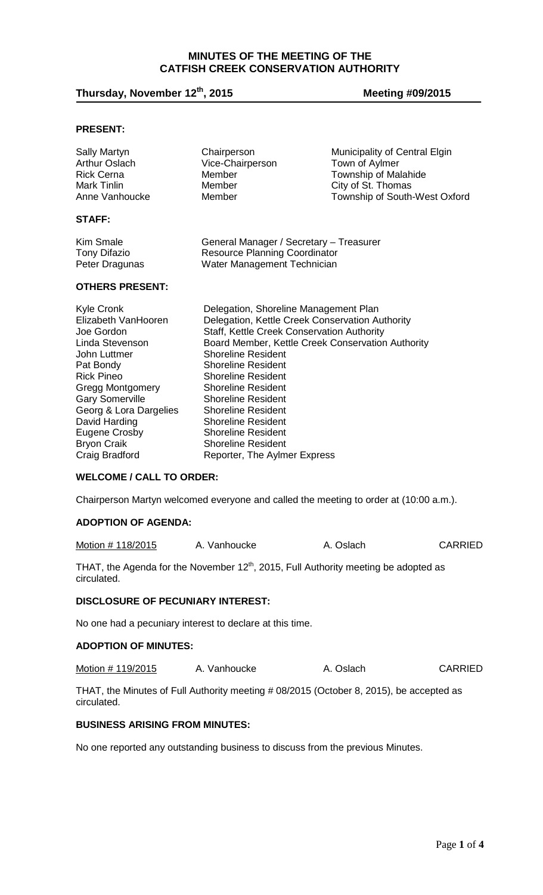# MINUTES OF THE MEETING OF THE CATFISH CREEK CONSERVATION AUTHORITY

**Thursday, November 12th, 2015** **Meeting #09/2015**

## PRESENT:

| | | |
|---|---|---|
| Sally Martyn | Chairperson | Municipality of Central Elgin |
| Arthur Oslach | Vice-Chairperson | Town of Aylmer |
| Rick Cerna | Member | Township of Malahide |
| Mark Tinlin | Member | City of St. Thomas |
| Anne Vanhoucke | Member | Township of South-West Oxford |

## STAFF:

| | |
|---|---|
| Kim Smale | General Manager / Secretary – Treasurer |
| Tony Difazio | Resource Planning Coordinator |
| Peter Dragunas | Water Management Technician |

## OTHERS PRESENT:

| | |
|---|---|
| Kyle Cronk | Delegation, Shoreline Management Plan |
| Elizabeth VanHooren | Delegation, Kettle Creek Conservation Authority |
| Joe Gordon | Staff, Kettle Creek Conservation Authority |
| Linda Stevenson | Board Member, Kettle Creek Conservation Authority |
| John Luttmer | Shoreline Resident |
| Pat Bondy | Shoreline Resident |
| Rick Pineo | Shoreline Resident |
| Gregg Montgomery | Shoreline Resident |
| Gary Somerville | Shoreline Resident |
| Georg & Lora Dargelies | Shoreline Resident |
| David Harding | Shoreline Resident |
| Eugene Crosby | Shoreline Resident |
| Bryon Craik | Shoreline Resident |
| Craig Bradford | Reporter, The Aylmer Express |

## WELCOME / CALL TO ORDER:

Chairperson Martyn welcomed everyone and called the meeting to order at (10:00 a.m.).

## ADOPTION OF AGENDA:

| | | | |
|---|---|---|---|
| Motion # 118/2015 | A. Vanhoucke | A. Oslach | CARRIED |

THAT, the Agenda for the November 12th, 2015, Full Authority meeting be adopted as circulated.

## DISCLOSURE OF PECUNIARY INTEREST:

No one had a pecuniary interest to declare at this time.

## ADOPTION OF MINUTES:

| | | | |
|---|---|---|---|
| Motion # 119/2015 | A. Vanhoucke | A. Oslach | CARRIED |

THAT, the Minutes of Full Authority meeting # 08/2015 (October 8, 2015), be accepted as circulated.

## BUSINESS ARISING FROM MINUTES:

No one reported any outstanding business to discuss from the previous Minutes.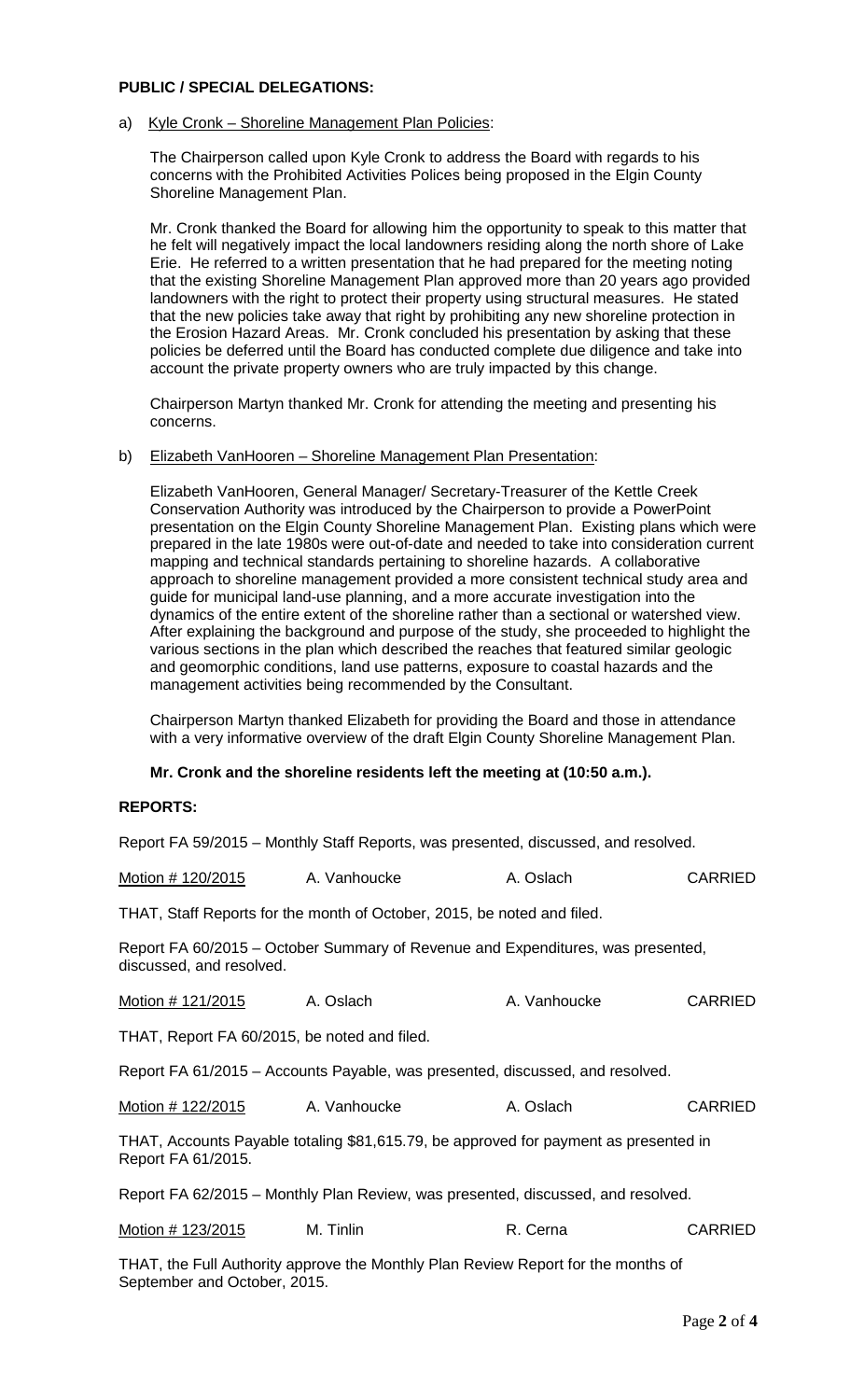**PUBLIC / SPECIAL DELEGATIONS:**

a) Kyle Cronk – Shoreline Management Plan Policies:

The Chairperson called upon Kyle Cronk to address the Board with regards to his concerns with the Prohibited Activities Polices being proposed in the Elgin County Shoreline Management Plan.

Mr. Cronk thanked the Board for allowing him the opportunity to speak to this matter that he felt will negatively impact the local landowners residing along the north shore of Lake Erie. He referred to a written presentation that he had prepared for the meeting noting that the existing Shoreline Management Plan approved more than 20 years ago provided landowners with the right to protect their property using structural measures. He stated that the new policies take away that right by prohibiting any new shoreline protection in the Erosion Hazard Areas. Mr. Cronk concluded his presentation by asking that these policies be deferred until the Board has conducted complete due diligence and take into account the private property owners who are truly impacted by this change.

Chairperson Martyn thanked Mr. Cronk for attending the meeting and presenting his concerns.

b) Elizabeth VanHooren – Shoreline Management Plan Presentation:

Elizabeth VanHooren, General Manager/ Secretary-Treasurer of the Kettle Creek Conservation Authority was introduced by the Chairperson to provide a PowerPoint presentation on the Elgin County Shoreline Management Plan. Existing plans which were prepared in the late 1980s were out-of-date and needed to take into consideration current mapping and technical standards pertaining to shoreline hazards. A collaborative approach to shoreline management provided a more consistent technical study area and guide for municipal land-use planning, and a more accurate investigation into the dynamics of the entire extent of the shoreline rather than a sectional or watershed view. After explaining the background and purpose of the study, she proceeded to highlight the various sections in the plan which described the reaches that featured similar geologic and geomorphic conditions, land use patterns, exposure to coastal hazards and the management activities being recommended by the Consultant.

Chairperson Martyn thanked Elizabeth for providing the Board and those in attendance with a very informative overview of the draft Elgin County Shoreline Management Plan.

**Mr. Cronk and the shoreline residents left the meeting at (10:50 a.m.).**

**REPORTS:**

Report FA 59/2015 – Monthly Staff Reports, was presented, discussed, and resolved.

| | | | |
|---|---|---|---|
| Motion # 120/2015 | A. Vanhoucke | A. Oslach | CARRIED |

THAT, Staff Reports for the month of October, 2015, be noted and filed.

Report FA 60/2015 – October Summary of Revenue and Expenditures, was presented, discussed, and resolved.

| | | | |
|---|---|---|---|
| Motion # 121/2015 | A. Oslach | A. Vanhoucke | CARRIED |

THAT, Report FA 60/2015, be noted and filed.

Report FA 61/2015 – Accounts Payable, was presented, discussed, and resolved.

| | | | |
|---|---|---|---|
| Motion # 122/2015 | A. Vanhoucke | A. Oslach | CARRIED |

THAT, Accounts Payable totaling $81,615.79, be approved for payment as presented in Report FA 61/2015.

Report FA 62/2015 – Monthly Plan Review, was presented, discussed, and resolved.

| | | | |
|---|---|---|---|
| Motion # 123/2015 | M. Tinlin | R. Cerna | CARRIED |

THAT, the Full Authority approve the Monthly Plan Review Report for the months of September and October, 2015.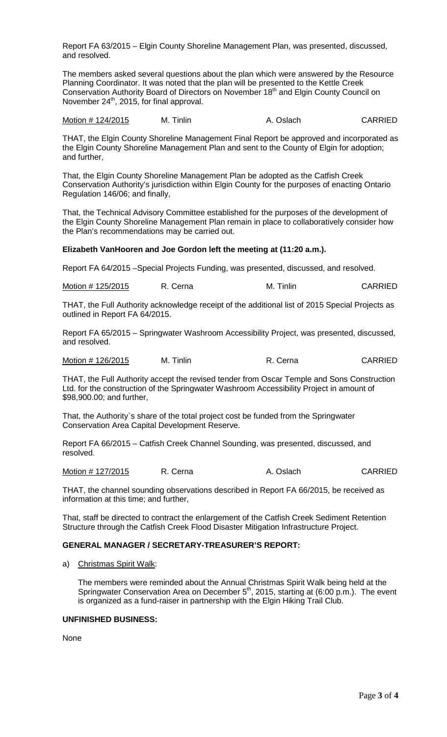Report FA 63/2015 – Elgin County Shoreline Management Plan, was presented, discussed, and resolved.

The members asked several questions about the plan which were answered by the Resource Planning Coordinator. It was noted that the plan will be presented to the Kettle Creek Conservation Authority Board of Directors on November 18th and Elgin County Council on November 24th, 2015, for final approval.

| | | | |
|---|---|---|---|
| Motion # 124/2015 | M. Tinlin | A. Oslach | CARRIED |

THAT, the Elgin County Shoreline Management Final Report be approved and incorporated as the Elgin County Shoreline Management Plan and sent to the County of Elgin for adoption; and further,

That, the Elgin County Shoreline Management Plan be adopted as the Catfish Creek Conservation Authority's jurisdiction within Elgin County for the purposes of enacting Ontario Regulation 146/06; and finally,

That, the Technical Advisory Committee established for the purposes of the development of the Elgin County Shoreline Management Plan remain in place to collaboratively consider how the Plan's recommendations may be carried out.

**Elizabeth VanHooren and Joe Gordon left the meeting at (11:20 a.m.).**

Report FA 64/2015 –Special Projects Funding, was presented, discussed, and resolved.

| | | | |
|---|---|---|---|
| Motion # 125/2015 | R. Cerna | M. Tinlin | CARRIED |

THAT, the Full Authority acknowledge receipt of the additional list of 2015 Special Projects as outlined in Report FA 64/2015.

Report FA 65/2015 – Springwater Washroom Accessibility Project, was presented, discussed, and resolved.

| | | | |
|---|---|---|---|
| Motion # 126/2015 | M. Tinlin | R. Cerna | CARRIED |

THAT, the Full Authority accept the revised tender from Oscar Temple and Sons Construction Ltd. for the construction of the Springwater Washroom Accessibility Project in amount of $98,900.00; and further,

That, the Authority`s share of the total project cost be funded from the Springwater Conservation Area Capital Development Reserve.

Report FA 66/2015 – Catfish Creek Channel Sounding, was presented, discussed, and resolved.

| | | | |
|---|---|---|---|
| Motion # 127/2015 | R. Cerna | A. Oslach | CARRIED |

THAT, the channel sounding observations described in Report FA 66/2015, be received as information at this time; and further,

That, staff be directed to contract the enlargement of the Catfish Creek Sediment Retention Structure through the Catfish Creek Flood Disaster Mitigation Infrastructure Project.

**GENERAL MANAGER / SECRETARY-TREASURER'S REPORT:**

a) Christmas Spirit Walk:

The members were reminded about the Annual Christmas Spirit Walk being held at the Springwater Conservation Area on December 5th, 2015, starting at (6:00 p.m.). The event is organized as a fund-raiser in partnership with the Elgin Hiking Trail Club.

**UNFINISHED BUSINESS:**

None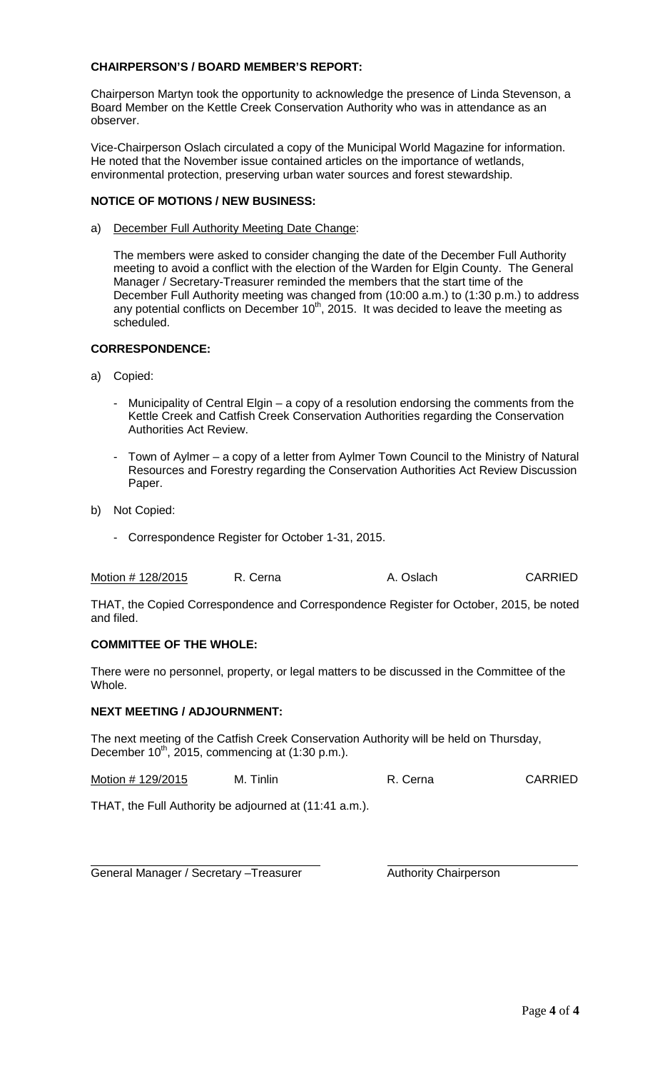**CHAIRPERSON'S / BOARD MEMBER'S REPORT:**

Chairperson Martyn took the opportunity to acknowledge the presence of Linda Stevenson, a Board Member on the Kettle Creek Conservation Authority who was in attendance as an observer.

Vice-Chairperson Oslach circulated a copy of the Municipal World Magazine for information. He noted that the November issue contained articles on the importance of wetlands, environmental protection, preserving urban water sources and forest stewardship.

**NOTICE OF MOTIONS / NEW BUSINESS:**

a) December Full Authority Meeting Date Change:

The members were asked to consider changing the date of the December Full Authority meeting to avoid a conflict with the election of the Warden for Elgin County. The General Manager / Secretary-Treasurer reminded the members that the start time of the December Full Authority meeting was changed from (10:00 a.m.) to (1:30 p.m.) to address any potential conflicts on December 10th, 2015. It was decided to leave the meeting as scheduled.

**CORRESPONDENCE:**

a) Copied:

- Municipality of Central Elgin – a copy of a resolution endorsing the comments from the Kettle Creek and Catfish Creek Conservation Authorities regarding the Conservation Authorities Act Review.
- Town of Aylmer – a copy of a letter from Aylmer Town Council to the Ministry of Natural Resources and Forestry regarding the Conservation Authorities Act Review Discussion Paper.

b) Not Copied:

- Correspondence Register for October 1-31, 2015.

| | | | |
|---|---|---|---|
| Motion # 128/2015 | R. Cerna | A. Oslach | CARRIED |

THAT, the Copied Correspondence and Correspondence Register for October, 2015, be noted and filed.

**COMMITTEE OF THE WHOLE:**

There were no personnel, property, or legal matters to be discussed in the Committee of the Whole.

**NEXT MEETING / ADJOURNMENT:**

The next meeting of the Catfish Creek Conservation Authority will be held on Thursday, December 10th, 2015, commencing at (1:30 p.m.).

| | | | |
|---|---|---|---|
| Motion # 129/2015 | M. Tinlin | R. Cerna | CARRIED |

THAT, the Full Authority be adjourned at (11:41 a.m.).

General Manager / Secretary –Treasurer

Authority Chairperson